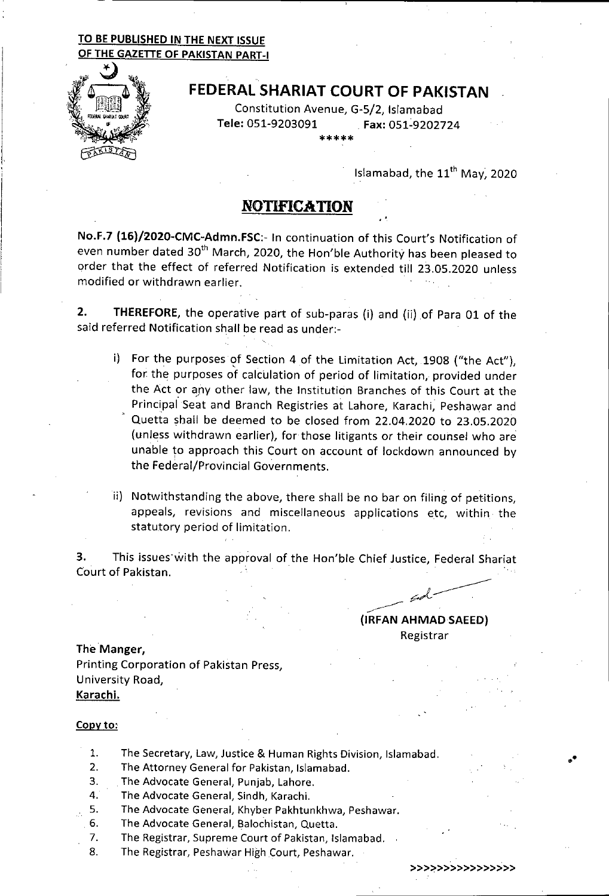**TO BE PUBLISHED IN THE NEXT ISSUE OF THE GAZETTE OF PAKISTAN PART-I**

# FEDERAL SHARIAT COURT OF PAKISTAN

Constitution Avenue, G-5/2, Islamabad
**Tele:** 051-9203091 **Fax:** 051-9202724

*****

Islamabad, the 11th May, 2020

## NOTIFICATION

**No.F.7 (16)/2020-CMC-Admn.FSC:-** In continuation of this Court's Notification of even number dated 30th March, 2020, the Hon'ble Authority has been pleased to order that the effect of referred Notification is extended till 23.05.2020 unless modified or withdrawn earlier.

**2. THEREFORE,** the operative part of sub-paras (i) and (ii) of Para 01 of the said referred Notification shall be read as under:-

i) For the purposes of Section 4 of the Limitation Act, 1908 ("the Act"), for the purposes of calculation of period of limitation, provided under the Act or any other law, the Institution Branches of this Court at the Principal Seat and Branch Registries at Lahore, Karachi, Peshawar and Quetta shall be deemed to be closed from 22.04.2020 to 23.05.2020 (unless withdrawn earlier), for those litigants or their counsel who are unable to approach this Court on account of lockdown announced by the Federal/Provincial Governments.

ii) Notwithstanding the above, there shall be no bar on filing of petitions, appeals, revisions and miscellaneous applications etc, within the statutory period of limitation.

**3.** This issues with the approval of the Hon'ble Chief Justice, Federal Shariat Court of Pakistan.

Sd/-

**(IRFAN AHMAD SAEED)**
Registrar

**The Manger,**
Printing Corporation of Pakistan Press,
University Road,
**Karachi.**

**Copy to:**

1. The Secretary, Law, Justice & Human Rights Division, Islamabad.
2. The Attorney General for Pakistan, Islamabad.
3. The Advocate General, Punjab, Lahore.
4. The Advocate General, Sindh, Karachi.
5. The Advocate General, Khyber Pakhtunkhwa, Peshawar.
6. The Advocate General, Balochistan, Quetta.
7. The Registrar, Supreme Court of Pakistan, Islamabad.
8. The Registrar, Peshawar High Court, Peshawar.

>>>>>>>>>>>>>>>>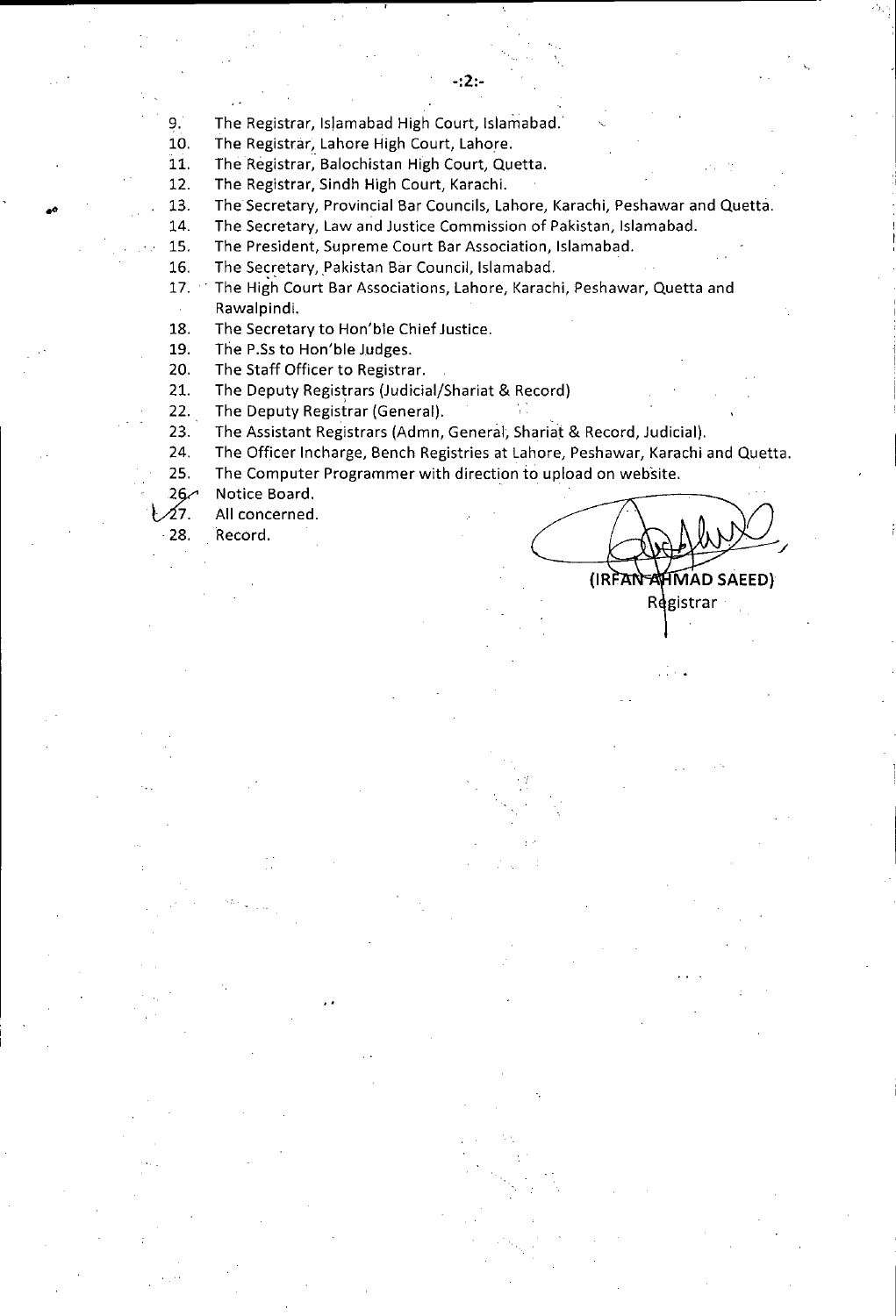9. The Registrar, Islamabad High Court, Islamabad.
10. The Registrar, Lahore High Court, Lahore.
11. The Registrar, Balochistan High Court, Quetta.
12. The Registrar, Sindh High Court, Karachi.
13. The Secretary, Provincial Bar Councils, Lahore, Karachi, Peshawar and Quetta.
14. The Secretary, Law and Justice Commission of Pakistan, Islamabad.
15. The President, Supreme Court Bar Association, Islamabad.
16. The Secretary, Pakistan Bar Council, Islamabad.
17. The High Court Bar Associations, Lahore, Karachi, Peshawar, Quetta and Rawalpindi.
18. The Secretary to Hon'ble Chief Justice.
19. The P.Ss to Hon'ble Judges.
20. The Staff Officer to Registrar.
21. The Deputy Registrars (Judicial/Shariat & Record)
22. The Deputy Registrar (General).
23. The Assistant Registrars (Admn, General, Shariat & Record, Judicial).
24. The Officer Incharge, Bench Registries at Lahore, Peshawar, Karachi and Quetta.
25. The Computer Programmer with direction to upload on website.
26. Notice Board.
27. All concerned.
28. Record.

(IRFAN AHMAD SAEED)
Registrar